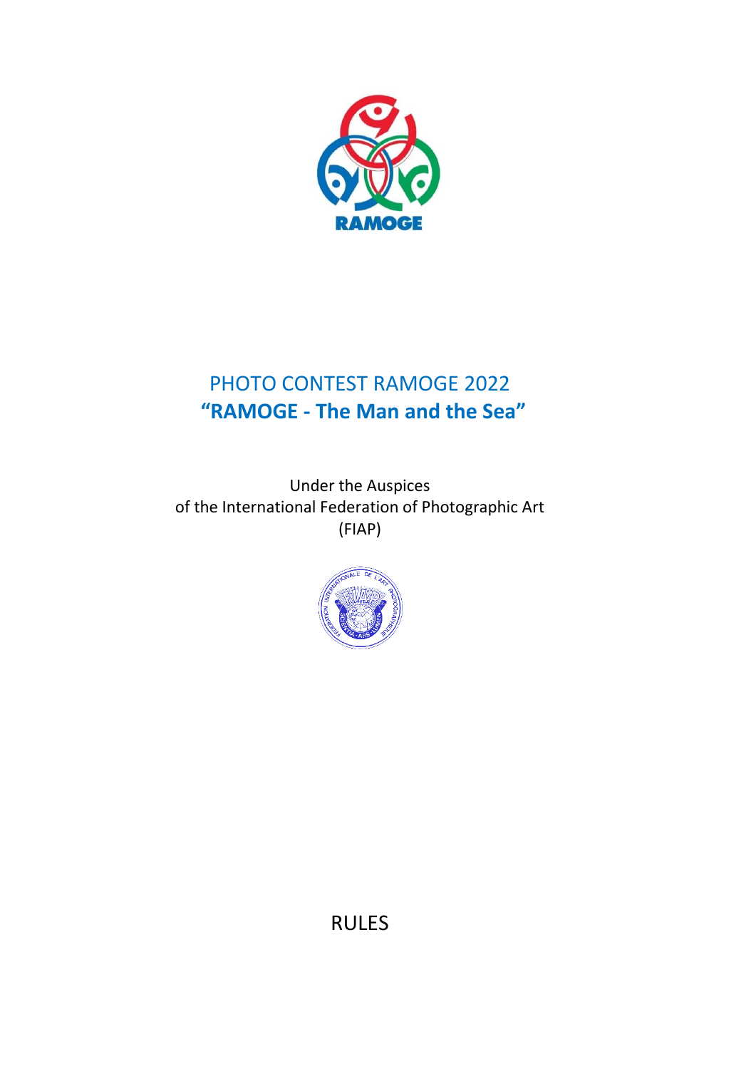# PHOTO CONTEST RAMOGE 2022
## "RAMOGE - The Man and the Sea"

Under the Auspices
of the International Federation of Photographic Art
(FIAP)

RULES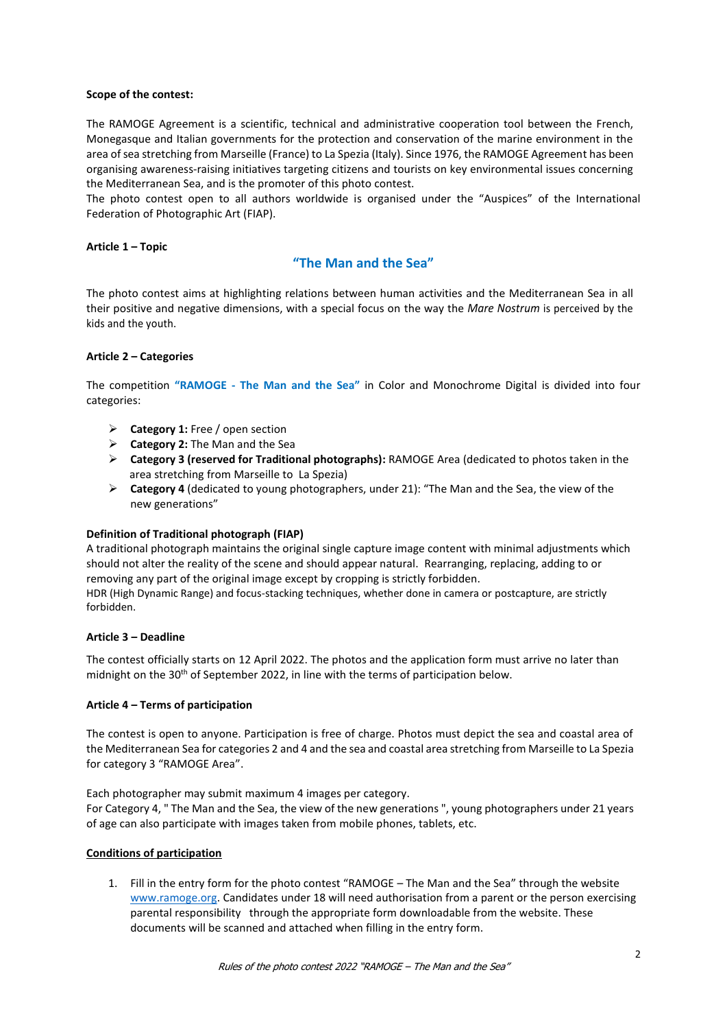**Scope of the contest:**

The RAMOGE Agreement is a scientific, technical and administrative cooperation tool between the French, Monegasque and Italian governments for the protection and conservation of the marine environment in the area of sea stretching from Marseille (France) to La Spezia (Italy). Since 1976, the RAMOGE Agreement has been organising awareness-raising initiatives targeting citizens and tourists on key environmental issues concerning the Mediterranean Sea, and is the promoter of this photo contest.

The photo contest open to all authors worldwide is organised under the "Auspices" of the International Federation of Photographic Art (FIAP).

**Article 1 – Topic**

**"The Man and the Sea"**

The photo contest aims at highlighting relations between human activities and the Mediterranean Sea in all their positive and negative dimensions, with a special focus on the way the *Mare Nostrum* is perceived by the kids and the youth.

**Article 2 – Categories**

The competition **"RAMOGE - The Man and the Sea"** in Color and Monochrome Digital is divided into four categories:

- **Category 1:** Free / open section
- **Category 2:** The Man and the Sea
- **Category 3 (reserved for Traditional photographs):** RAMOGE Area (dedicated to photos taken in the area stretching from Marseille to La Spezia)
- **Category 4** (dedicated to young photographers, under 21): "The Man and the Sea, the view of the new generations"

**Definition of Traditional photograph (FIAP)**

A traditional photograph maintains the original single capture image content with minimal adjustments which should not alter the reality of the scene and should appear natural. Rearranging, replacing, adding to or removing any part of the original image except by cropping is strictly forbidden.

HDR (High Dynamic Range) and focus-stacking techniques, whether done in camera or postcapture, are strictly forbidden.

**Article 3 – Deadline**

The contest officially starts on 12 April 2022. The photos and the application form must arrive no later than midnight on the 30th of September 2022, in line with the terms of participation below.

**Article 4 – Terms of participation**

The contest is open to anyone. Participation is free of charge. Photos must depict the sea and coastal area of the Mediterranean Sea for categories 2 and 4 and the sea and coastal area stretching from Marseille to La Spezia for category 3 "RAMOGE Area".

Each photographer may submit maximum 4 images per category.

For Category 4, " The Man and the Sea, the view of the new generations ", young photographers under 21 years of age can also participate with images taken from mobile phones, tablets, etc.

**Conditions of participation**

1. Fill in the entry form for the photo contest "RAMOGE – The Man and the Sea" through the website www.ramoge.org. Candidates under 18 will need authorisation from a parent or the person exercising parental responsibility through the appropriate form downloadable from the website. These documents will be scanned and attached when filling in the entry form.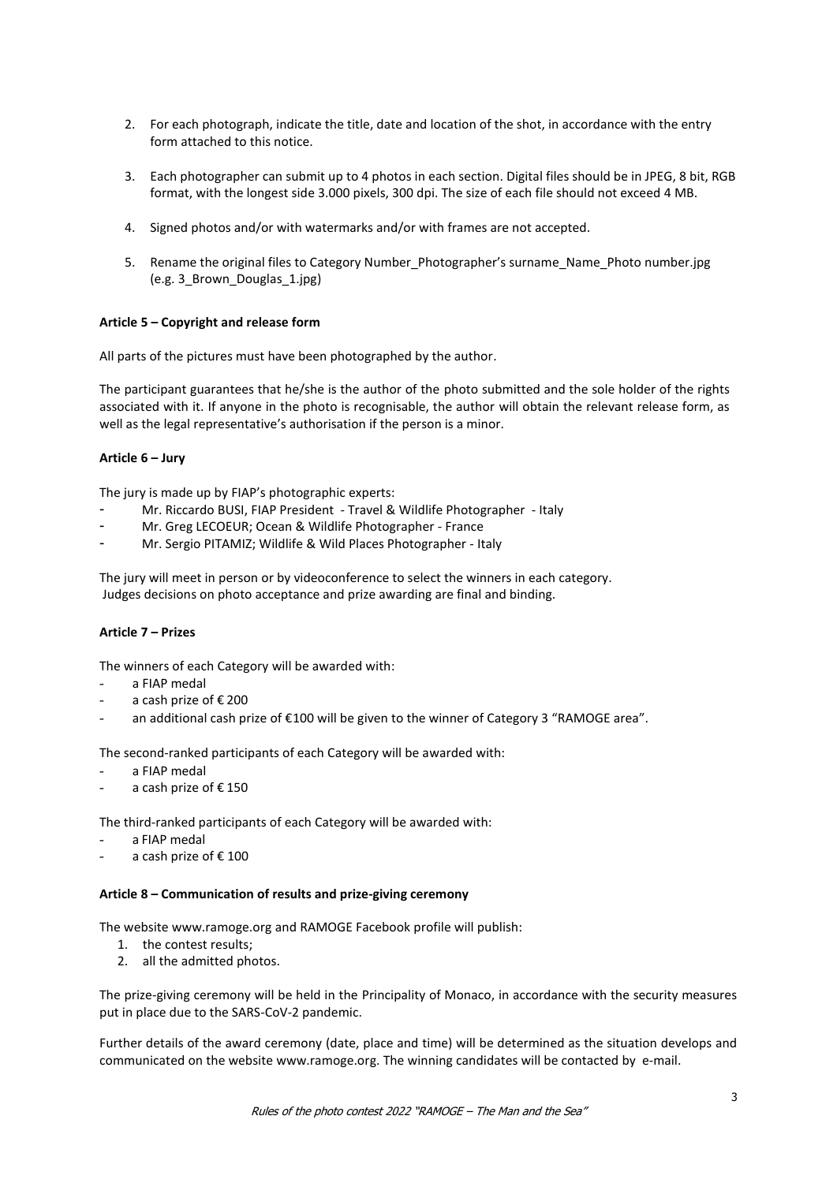2. For each photograph, indicate the title, date and location of the shot, in accordance with the entry form attached to this notice.

3. Each photographer can submit up to 4 photos in each section. Digital files should be in JPEG, 8 bit, RGB format, with the longest side 3.000 pixels, 300 dpi. The size of each file should not exceed 4 MB.

4. Signed photos and/or with watermarks and/or with frames are not accepted.

5. Rename the original files to Category Number_Photographer's surname_Name_Photo number.jpg (e.g. 3_Brown_Douglas_1.jpg)

**Article 5 – Copyright and release form**

All parts of the pictures must have been photographed by the author.

The participant guarantees that he/she is the author of the photo submitted and the sole holder of the rights associated with it. If anyone in the photo is recognisable, the author will obtain the relevant release form, as well as the legal representative's authorisation if the person is a minor.

**Article 6 – Jury**

The jury is made up by FIAP's photographic experts:

- Mr. Riccardo BUSI, FIAP President - Travel & Wildlife Photographer - Italy
- Mr. Greg LECOEUR; Ocean & Wildlife Photographer - France
- Mr. Sergio PITAMIZ; Wildlife & Wild Places Photographer - Italy

The jury will meet in person or by videoconference to select the winners in each category.
Judges decisions on photo acceptance and prize awarding are final and binding.

**Article 7 – Prizes**

The winners of each Category will be awarded with:

- a FIAP medal
- a cash prize of € 200
- an additional cash prize of €100 will be given to the winner of Category 3 "RAMOGE area".

The second-ranked participants of each Category will be awarded with:

- a FIAP medal
- a cash prize of € 150

The third-ranked participants of each Category will be awarded with:

- a FIAP medal
- a cash prize of € 100

**Article 8 – Communication of results and prize-giving ceremony**

The website www.ramoge.org and RAMOGE Facebook profile will publish:

1. the contest results;
2. all the admitted photos.

The prize-giving ceremony will be held in the Principality of Monaco, in accordance with the security measures put in place due to the SARS-CoV-2 pandemic.

Further details of the award ceremony (date, place and time) will be determined as the situation develops and communicated on the website www.ramoge.org. The winning candidates will be contacted by e-mail.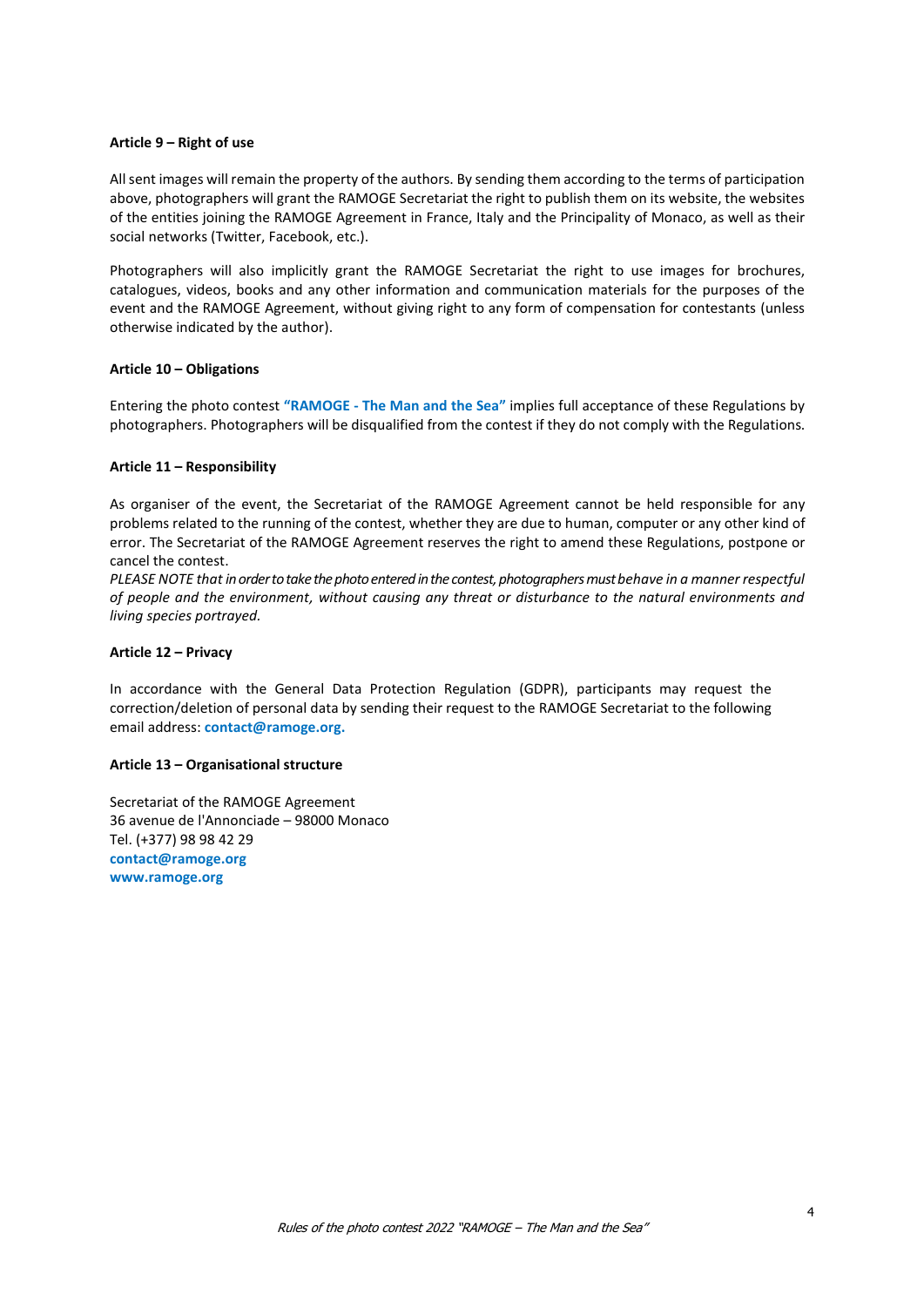**Article 9 – Right of use**

All sent images will remain the property of the authors. By sending them according to the terms of participation above, photographers will grant the RAMOGE Secretariat the right to publish them on its website, the websites of the entities joining the RAMOGE Agreement in France, Italy and the Principality of Monaco, as well as their social networks (Twitter, Facebook, etc.).

Photographers will also implicitly grant the RAMOGE Secretariat the right to use images for brochures, catalogues, videos, books and any other information and communication materials for the purposes of the event and the RAMOGE Agreement, without giving right to any form of compensation for contestants (unless otherwise indicated by the author).

**Article 10 – Obligations**

Entering the photo contest **"RAMOGE - The Man and the Sea"** implies full acceptance of these Regulations by photographers. Photographers will be disqualified from the contest if they do not comply with the Regulations.

**Article 11 – Responsibility**

As organiser of the event, the Secretariat of the RAMOGE Agreement cannot be held responsible for any problems related to the running of the contest, whether they are due to human, computer or any other kind of error. The Secretariat of the RAMOGE Agreement reserves the right to amend these Regulations, postpone or cancel the contest.

*PLEASE NOTE that in order to take the photo entered in the contest, photographers must behave in a manner respectful of people and the environment, without causing any threat or disturbance to the natural environments and living species portrayed.*

**Article 12 – Privacy**

In accordance with the General Data Protection Regulation (GDPR), participants may request the correction/deletion of personal data by sending their request to the RAMOGE Secretariat to the following email address: **contact@ramoge.org.**

**Article 13 – Organisational structure**

Secretariat of the RAMOGE Agreement
36 avenue de l'Annonciade – 98000 Monaco
Tel. (+377) 98 98 42 29
**contact@ramoge.org**
**www.ramoge.org**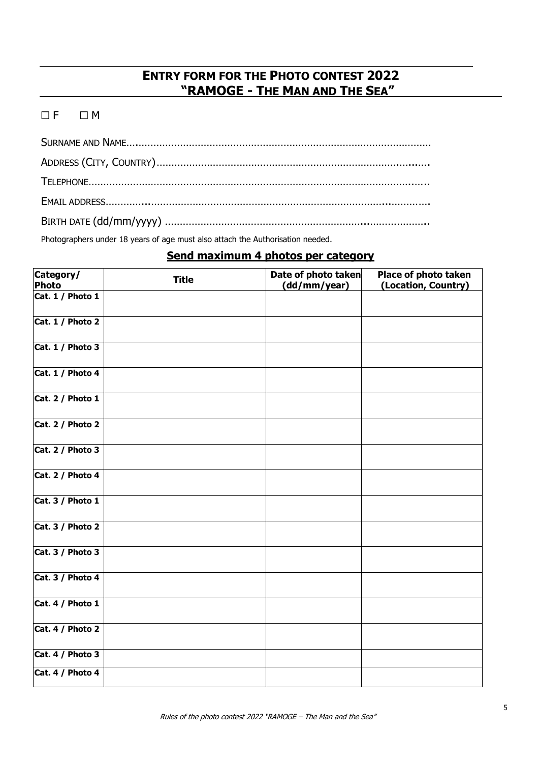# ENTRY FORM FOR THE PHOTO CONTEST 2022
# "RAMOGE - THE MAN AND THE SEA"

☐ F ☐ M

SURNAME AND NAME......................................................................................................

ADDRESS (CITY, COUNTRY)...........................................................................................

TELEPHONE..................................................................................................................

EMAIL ADDRESS............................................................................................................

BIRTH DATE (dd/mm/yyyy) ..........................................................................................

Photographers under 18 years of age must also attach the Authorisation needed.

## Send maximum 4 photos per category

| Category/ Photo | Title | Date of photo taken (dd/mm/year) | Place of photo taken (Location, Country) |
|---|---|---|---|
| Cat. 1 / Photo 1 | | | |
| Cat. 1 / Photo 2 | | | |
| Cat. 1 / Photo 3 | | | |
| Cat. 1 / Photo 4 | | | |
| Cat. 2 / Photo 1 | | | |
| Cat. 2 / Photo 2 | | | |
| Cat. 2 / Photo 3 | | | |
| Cat. 2 / Photo 4 | | | |
| Cat. 3 / Photo 1 | | | |
| Cat. 3 / Photo 2 | | | |
| Cat. 3 / Photo 3 | | | |
| Cat. 3 / Photo 4 | | | |
| Cat. 4 / Photo 1 | | | |
| Cat. 4 / Photo 2 | | | |
| Cat. 4 / Photo 3 | | | |
| Cat. 4 / Photo 4 | | | |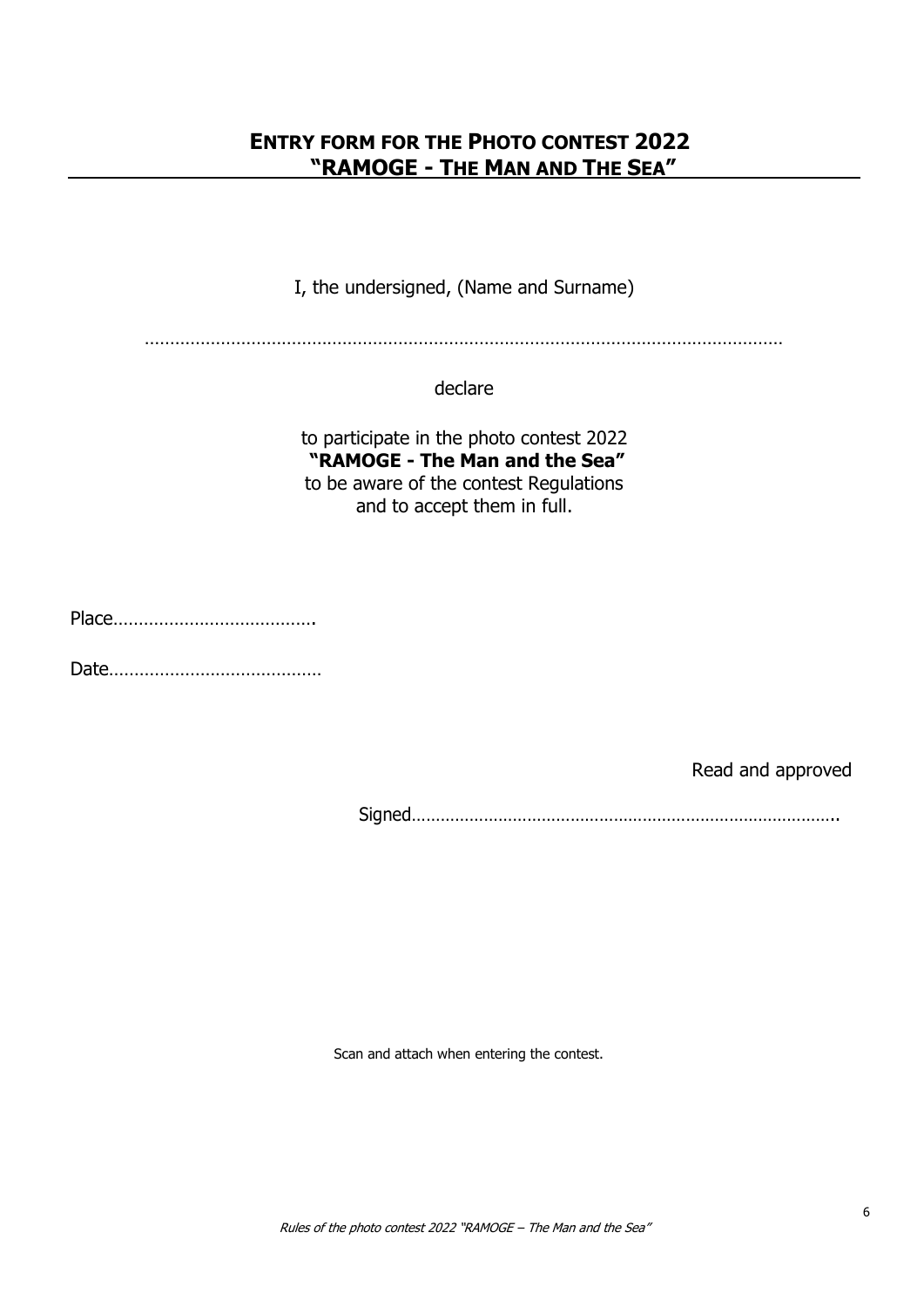## **ENTRY FORM FOR THE PHOTO CONTEST 2022 "RAMOGE - THE MAN AND THE SEA"**

I, the undersigned, (Name and Surname)

……………………………………………………………………………………………………………

declare

to participate in the photo contest 2022
**"RAMOGE - The Man and the Sea"**
to be aware of the contest Regulations
and to accept them in full.

Place………………………………….

Date……………………………………

Read and approved

Signed…………………………………………………………………………..

Scan and attach when entering the contest.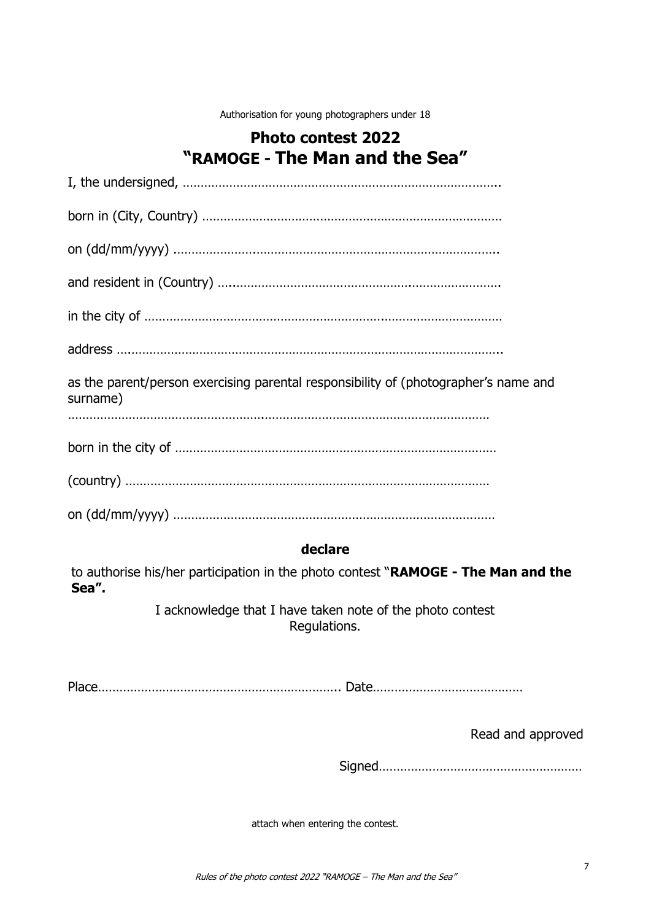Authorisation for young photographers under 18

# Photo contest 2022
# "RAMOGE - The Man and the Sea"

I, the undersigned, ………………………………………………………………………………..

born in (City, Country) ………………………………………………………………………

on (dd/mm/yyyy) …………………………………………………………………………….

and resident in (Country) ………………………………………………………………….

in the city of ………………………………………………………………………………………

address ……………………………………………………………………………………………..

as the parent/person exercising parental responsibility of (photographer's name and surname)

…………………………………………………………………………………………………………

born in the city of …………………………………………………………………………….

(country) …………………………………………………………………………………………

on (dd/mm/yyyy) ……………………………………………………………………………

**declare**

to authorise his/her participation in the photo contest "**RAMOGE - The Man and the Sea".**

I acknowledge that I have taken note of the photo contest Regulations.

Place………………………………………………………….. Date……………………………………

Read and approved

Signed…………………………………………………

attach when entering the contest.